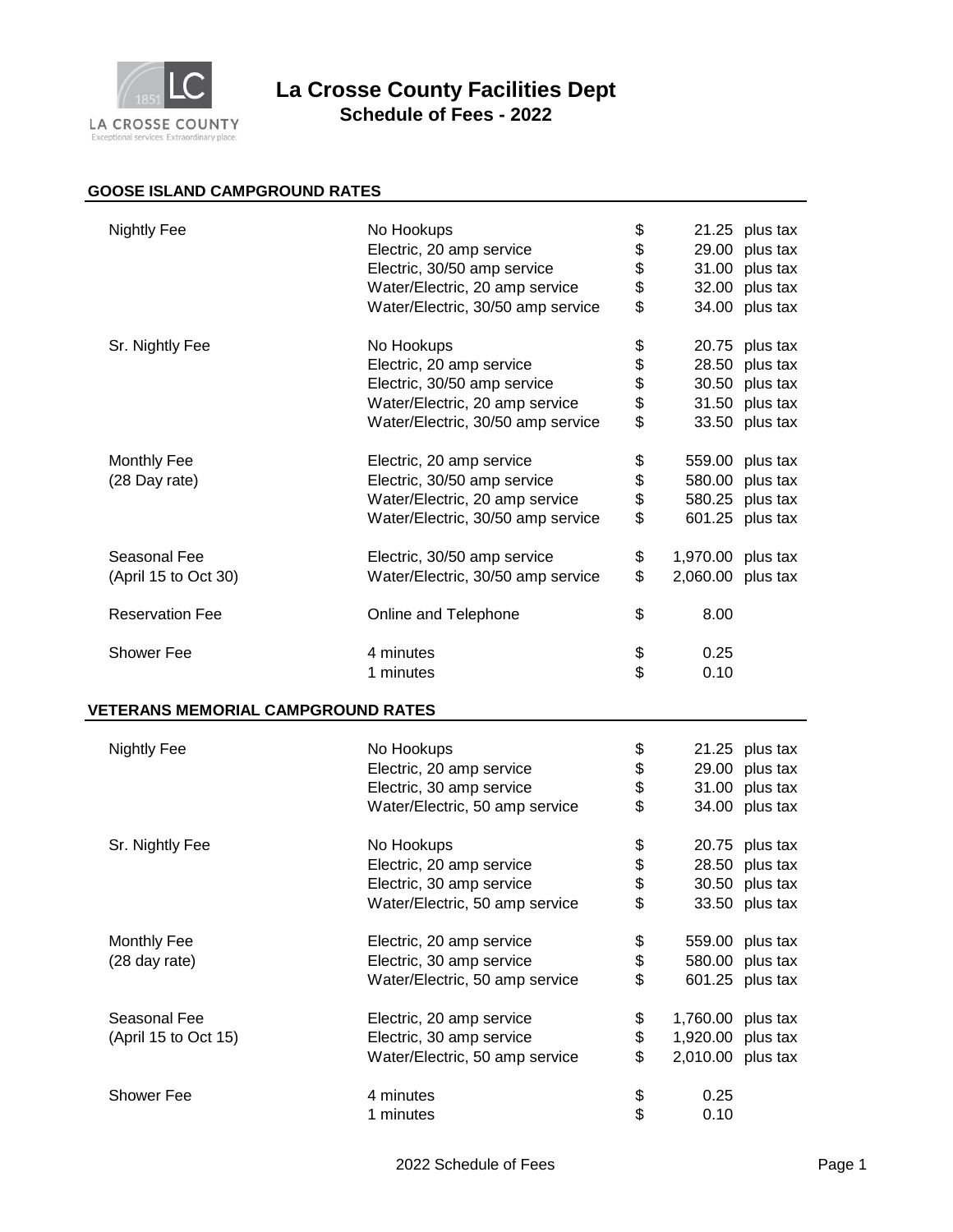# La Crosse County Facilities Dept

## Schedule of Fees - 2022

### GOOSE ISLAND CAMPGROUND RATES

| | | | | |
|---|---|---|---|---|
| Nightly Fee | No Hookups | $ | 21.25 | plus tax |
| | Electric, 20 amp service | $ | 29.00 | plus tax |
| | Electric, 30/50 amp service | $ | 31.00 | plus tax |
| | Water/Electric, 20 amp service | $ | 32.00 | plus tax |
| | Water/Electric, 30/50 amp service | $ | 34.00 | plus tax |
| Sr. Nightly Fee | No Hookups | $ | 20.75 | plus tax |
| | Electric, 20 amp service | $ | 28.50 | plus tax |
| | Electric, 30/50 amp service | $ | 30.50 | plus tax |
| | Water/Electric, 20 amp service | $ | 31.50 | plus tax |
| | Water/Electric, 30/50 amp service | $ | 33.50 | plus tax |
| Monthly Fee (28 Day rate) | Electric, 20 amp service | $ | 559.00 | plus tax |
| | Electric, 30/50 amp service | $ | 580.00 | plus tax |
| | Water/Electric, 20 amp service | $ | 580.25 | plus tax |
| | Water/Electric, 30/50 amp service | $ | 601.25 | plus tax |
| Seasonal Fee (April 15 to Oct 30) | Electric, 30/50 amp service | $ | 1,970.00 | plus tax |
| | Water/Electric, 30/50 amp service | $ | 2,060.00 | plus tax |
| Reservation Fee | Online and Telephone | $ | 8.00 | |
| Shower Fee | 4 minutes | $ | 0.25 | |
| | 1 minutes | $ | 0.10 | |

### VETERANS MEMORIAL CAMPGROUND RATES

| | | | | |
|---|---|---|---|---|
| Nightly Fee | No Hookups | $ | 21.25 | plus tax |
| | Electric, 20 amp service | $ | 29.00 | plus tax |
| | Electric, 30 amp service | $ | 31.00 | plus tax |
| | Water/Electric, 50 amp service | $ | 34.00 | plus tax |
| Sr. Nightly Fee | No Hookups | $ | 20.75 | plus tax |
| | Electric, 20 amp service | $ | 28.50 | plus tax |
| | Electric, 30 amp service | $ | 30.50 | plus tax |
| | Water/Electric, 50 amp service | $ | 33.50 | plus tax |
| Monthly Fee (28 day rate) | Electric, 20 amp service | $ | 559.00 | plus tax |
| | Electric, 30 amp service | $ | 580.00 | plus tax |
| | Water/Electric, 50 amp service | $ | 601.25 | plus tax |
| Seasonal Fee (April 15 to Oct 15) | Electric, 20 amp service | $ | 1,760.00 | plus tax |
| | Electric, 30 amp service | $ | 1,920.00 | plus tax |
| | Water/Electric, 50 amp service | $ | 2,010.00 | plus tax |
| Shower Fee | 4 minutes | $ | 0.25 | |
| | 1 minutes | $ | 0.10 | |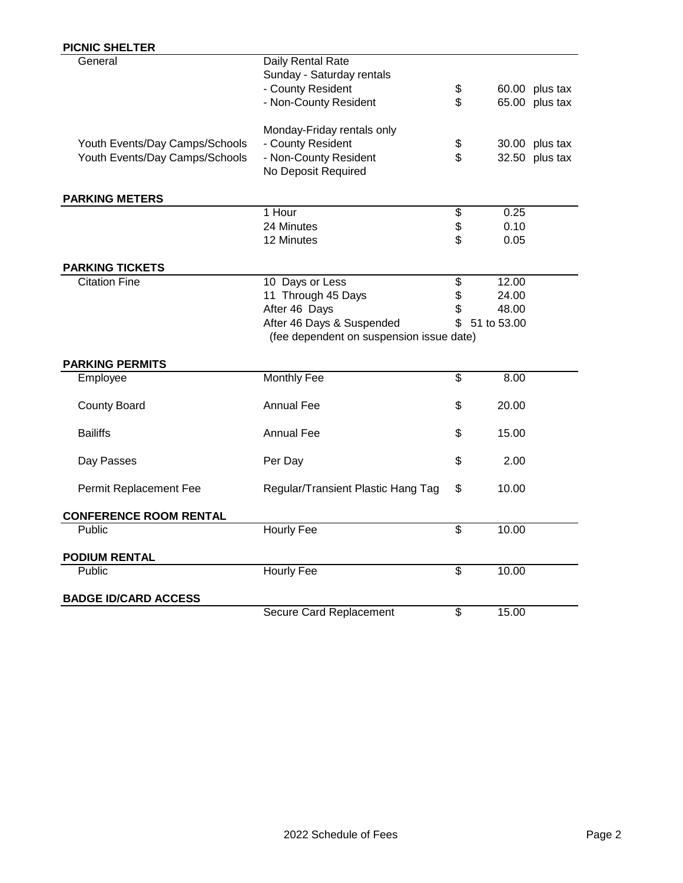## PICNIC SHELTER

| | | | |
|---|---|---|---|
| General | Daily Rental Rate | | |
| | Sunday - Saturday rentals | | |
| | - County Resident | $ | 60.00 plus tax |
| | - Non-County Resident | $ | 65.00 plus tax |
| | Monday-Friday rentals only | | |
| Youth Events/Day Camps/Schools | - County Resident | $ | 30.00 plus tax |
| Youth Events/Day Camps/Schools | - Non-County Resident | $ | 32.50 plus tax |
| | No Deposit Required | | |

## PARKING METERS

| | | | |
|---|---|---|---|
| | 1 Hour | $ | 0.25 |
| | 24 Minutes | $ | 0.10 |
| | 12 Minutes | $ | 0.05 |

## PARKING TICKETS

| | | | |
|---|---|---|---|
| Citation Fine | 10 Days or Less | $ | 12.00 |
| | 11 Through 45 Days | $ | 24.00 |
| | After 46 Days | $ | 48.00 |
| | After 46 Days & Suspended | $ | 51 to 53.00 |
| | (fee dependent on suspension issue date) | | |

## PARKING PERMITS

| | | | |
|---|---|---|---|
| Employee | Monthly Fee | $ | 8.00 |
| County Board | Annual Fee | $ | 20.00 |
| Bailiffs | Annual Fee | $ | 15.00 |
| Day Passes | Per Day | $ | 2.00 |
| Permit Replacement Fee | Regular/Transient Plastic Hang Tag | $ | 10.00 |

## CONFERENCE ROOM RENTAL

| | | | |
|---|---|---|---|
| Public | Hourly Fee | $ | 10.00 |

## PODIUM RENTAL

| | | | |
|---|---|---|---|
| Public | Hourly Fee | $ | 10.00 |

## BADGE ID/CARD ACCESS

| | | | |
|---|---|---|---|
| | Secure Card Replacement | $ | 15.00 |